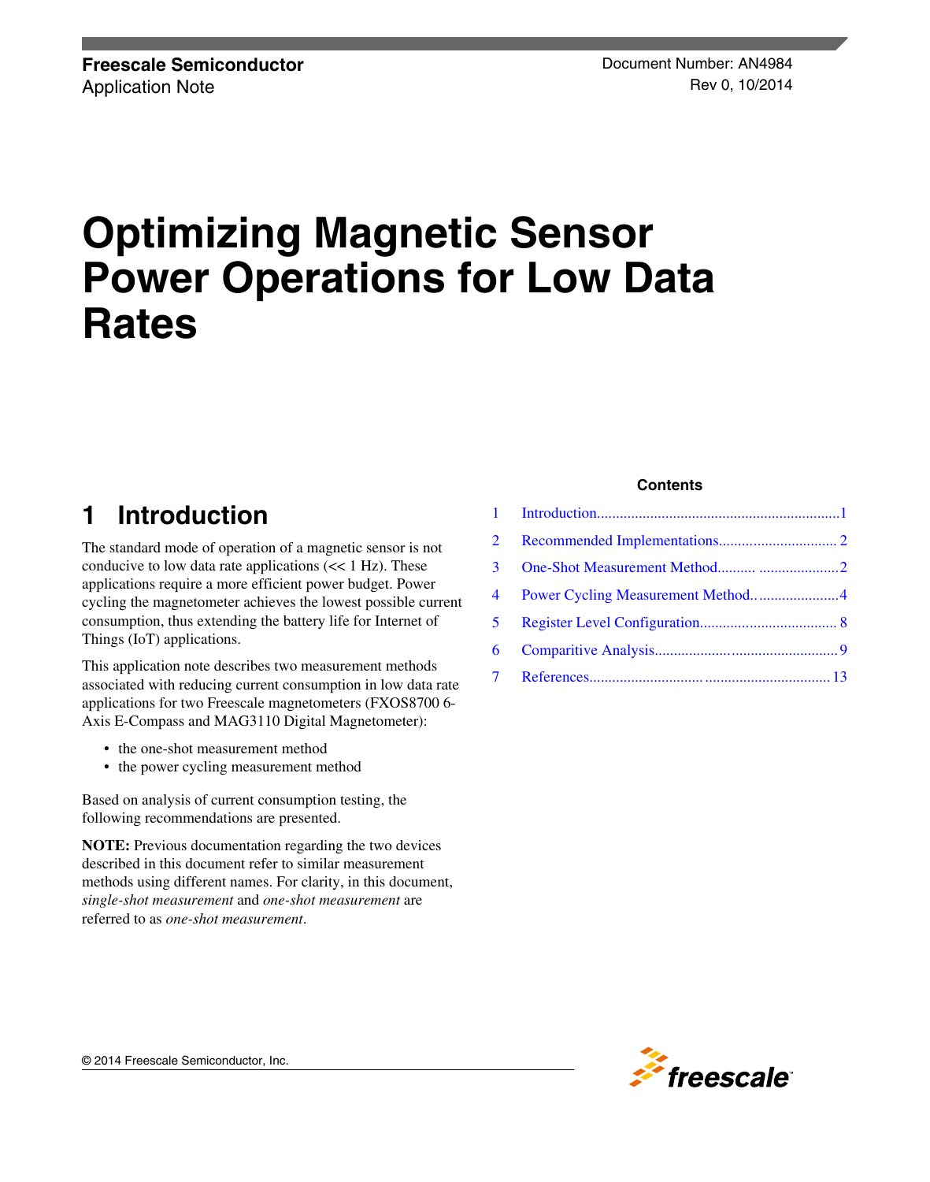**Freescale Semiconductor**
Application Note

Document Number: AN4984
Rev 0, 10/2014

# Optimizing Magnetic Sensor Power Operations for Low Data Rates

## 1 Introduction

The standard mode of operation of a magnetic sensor is not conducive to low data rate applications (<< 1 Hz). These applications require a more efficient power budget. Power cycling the magnetometer achieves the lowest possible current consumption, thus extending the battery life for Internet of Things (IoT) applications.

This application note describes two measurement methods associated with reducing current consumption in low data rate applications for two Freescale magnetometers (FXOS8700 6-Axis E-Compass and MAG3110 Digital Magnetometer):

- the one-shot measurement method
- the power cycling measurement method

Based on analysis of current consumption testing, the following recommendations are presented.

**NOTE:** Previous documentation regarding the two devices described in this document refer to similar measurement methods using different names. For clarity, in this document, *single-shot measurement* and *one-shot measurement* are referred to as *one-shot measurement*.

**Contents**

| | | |
|---|---|---|
| 1 | Introduction | 1 |
| 2 | Recommended Implementations | 2 |
| 3 | One-Shot Measurement Method | 2 |
| 4 | Power Cycling Measurement Method | 4 |
| 5 | Register Level Configuration | 8 |
| 6 | Comparitive Analysis | 9 |
| 7 | References | 13 |

© 2014 Freescale Semiconductor, Inc.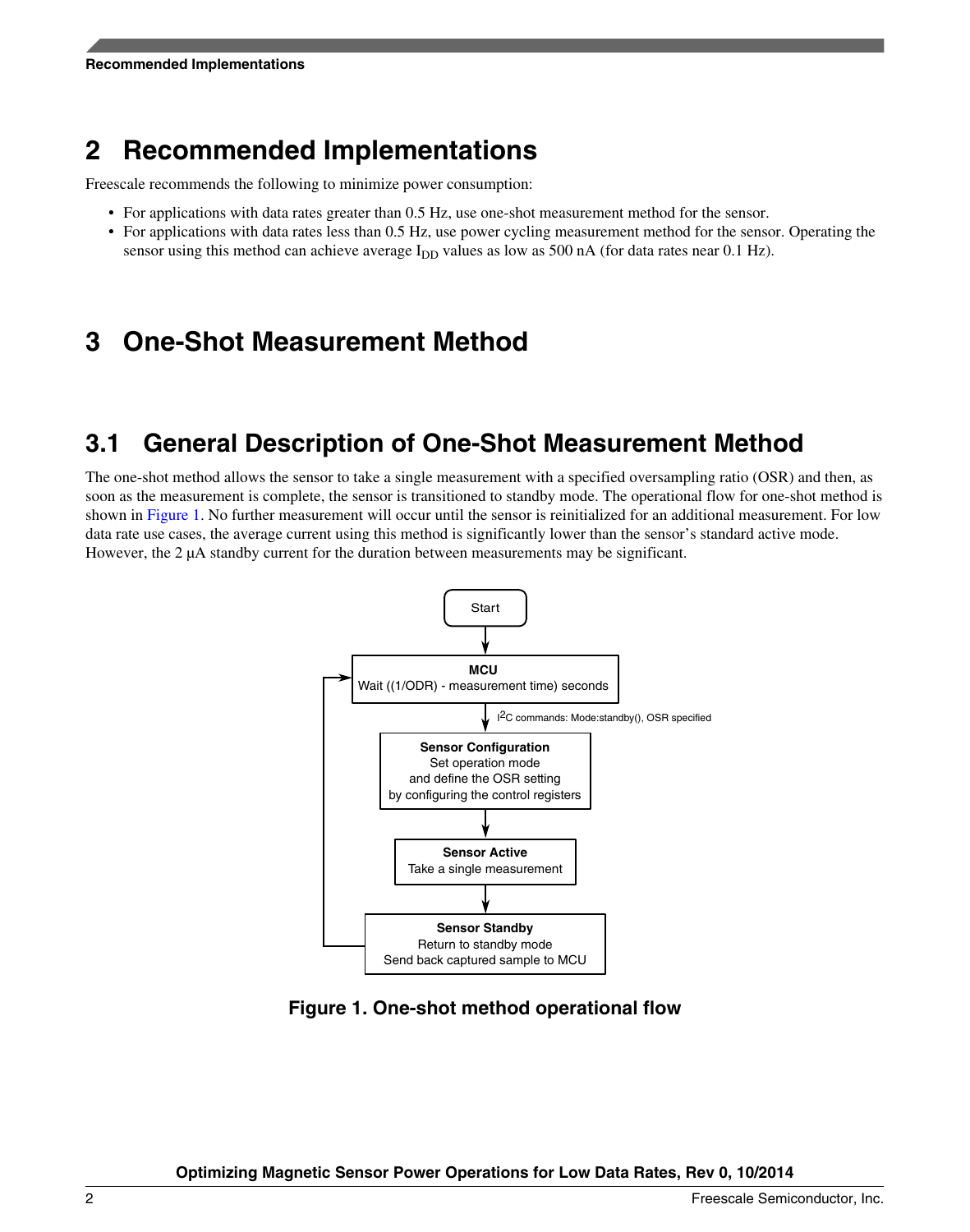# 2 Recommended Implementations

Freescale recommends the following to minimize power consumption:

- For applications with data rates greater than 0.5 Hz, use one-shot measurement method for the sensor.
- For applications with data rates less than 0.5 Hz, use power cycling measurement method for the sensor. Operating the sensor using this method can achieve average $I_{DD}$ values as low as 500 nA (for data rates near 0.1 Hz).

# 3 One-Shot Measurement Method

## 3.1 General Description of One-Shot Measurement Method

The one-shot method allows the sensor to take a single measurement with a specified oversampling ratio (OSR) and then, as soon as the measurement is complete, the sensor is transitioned to standby mode. The operational flow for one-shot method is shown in Figure 1. No further measurement will occur until the sensor is reinitialized for an additional measurement. For low data rate use cases, the average current using this method is significantly lower than the sensor's standard active mode. However, the 2 µA standby current for the duration between measurements may be significant.

Start

**MCU**
Wait ((1/ODR) - measurement time) seconds

$I^2C$ commands: Mode:standby(), OSR specified

**Sensor Configuration**
Set operation mode
and define the OSR setting
by configuring the control registers

**Sensor Active**
Take a single measurement

**Sensor Standby**
Return to standby mode
Send back captured sample to MCU

**Figure 1. One-shot method operational flow**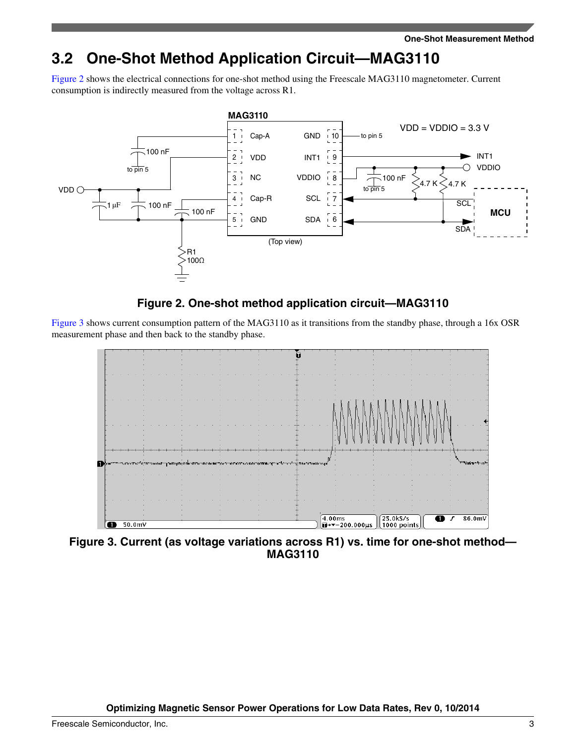## 3.2 One-Shot Method Application Circuit—MAG3110

Figure 2 shows the electrical connections for one-shot method using the Freescale MAG3110 magnetometer. Current consumption is indirectly measured from the voltage across R1.

**Figure 2. One-shot method application circuit—MAG3110**

Figure 3 shows current consumption pattern of the MAG3110 as it transitions from the standby phase, through a 16x OSR measurement phase and then back to the standby phase.

**Figure 3. Current (as voltage variations across R1) vs. time for one-shot method—MAG3110**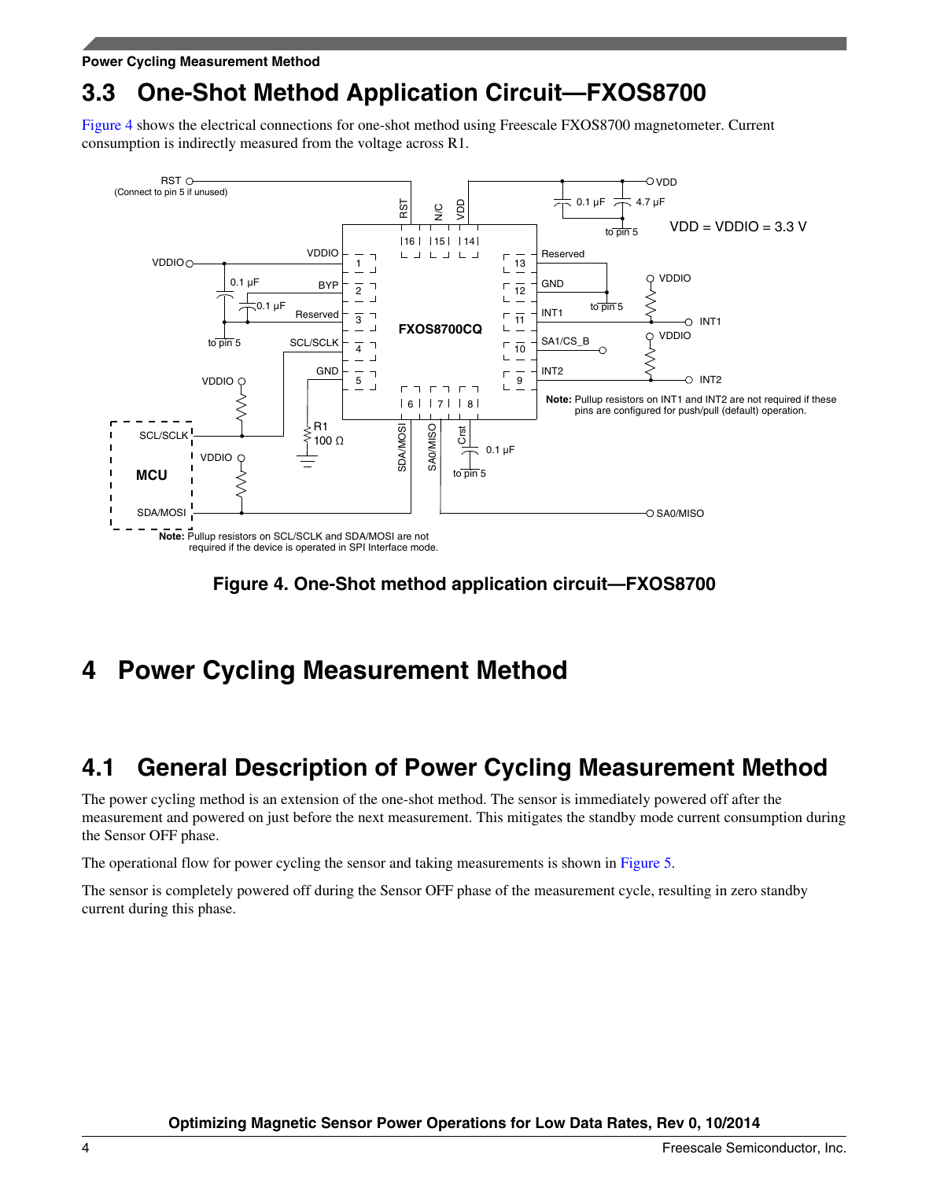## 3.3 One-Shot Method Application Circuit—FXOS8700

Figure 4 shows the electrical connections for one-shot method using Freescale FXOS8700 magnetometer. Current consumption is indirectly measured from the voltage across R1.

Figure 4. One-Shot method application circuit—FXOS8700

# 4 Power Cycling Measurement Method

## 4.1 General Description of Power Cycling Measurement Method

The power cycling method is an extension of the one-shot method. The sensor is immediately powered off after the measurement and powered on just before the next measurement. This mitigates the standby mode current consumption during the Sensor OFF phase.

The operational flow for power cycling the sensor and taking measurements is shown in Figure 5.

The sensor is completely powered off during the Sensor OFF phase of the measurement cycle, resulting in zero standby current during this phase.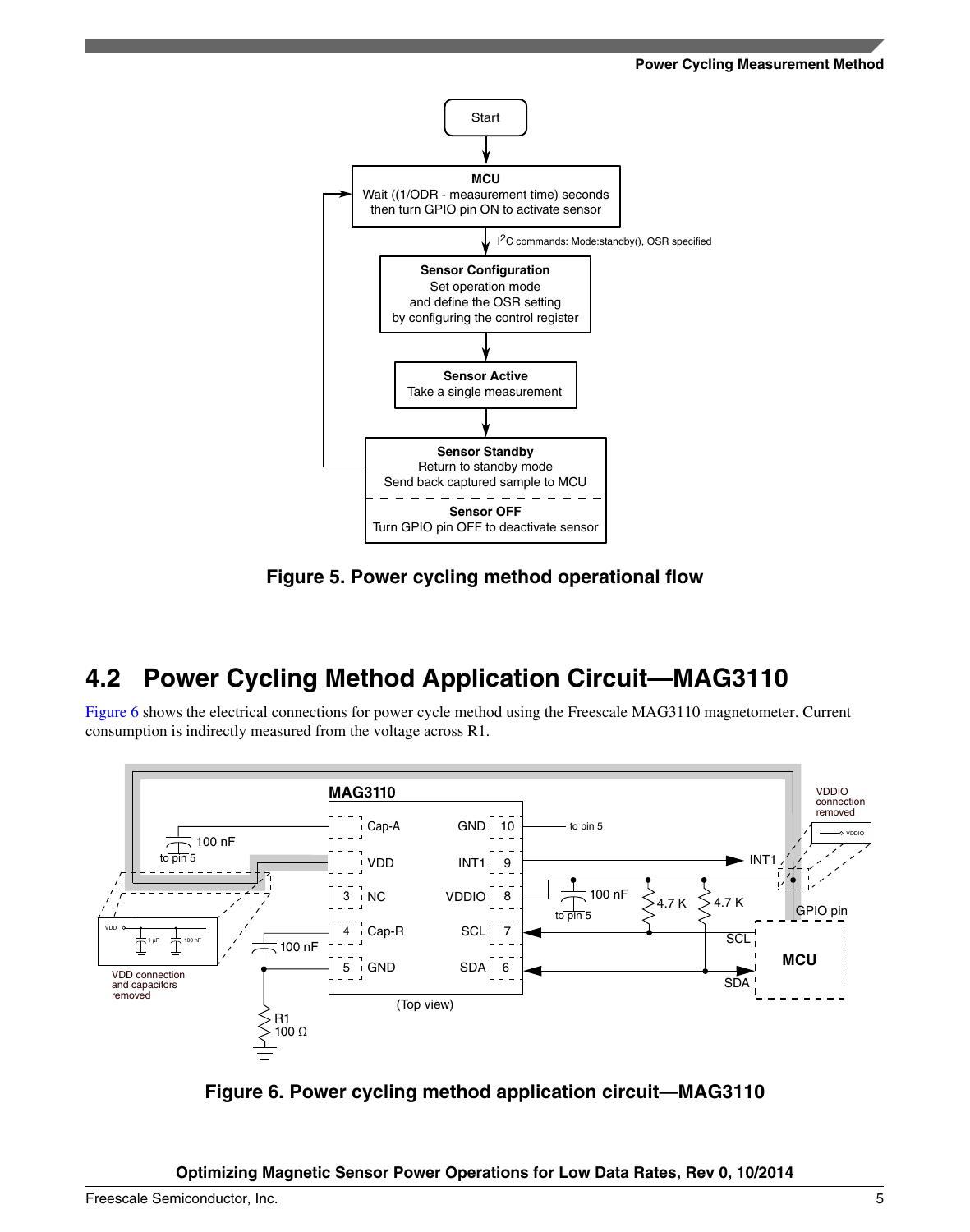Figure 5. Power cycling method operational flow

## 4.2 Power Cycling Method Application Circuit—MAG3110

Figure 6 shows the electrical connections for power cycle method using the Freescale MAG3110 magnetometer. Current consumption is indirectly measured from the voltage across R1.

Figure 6. Power cycling method application circuit—MAG3110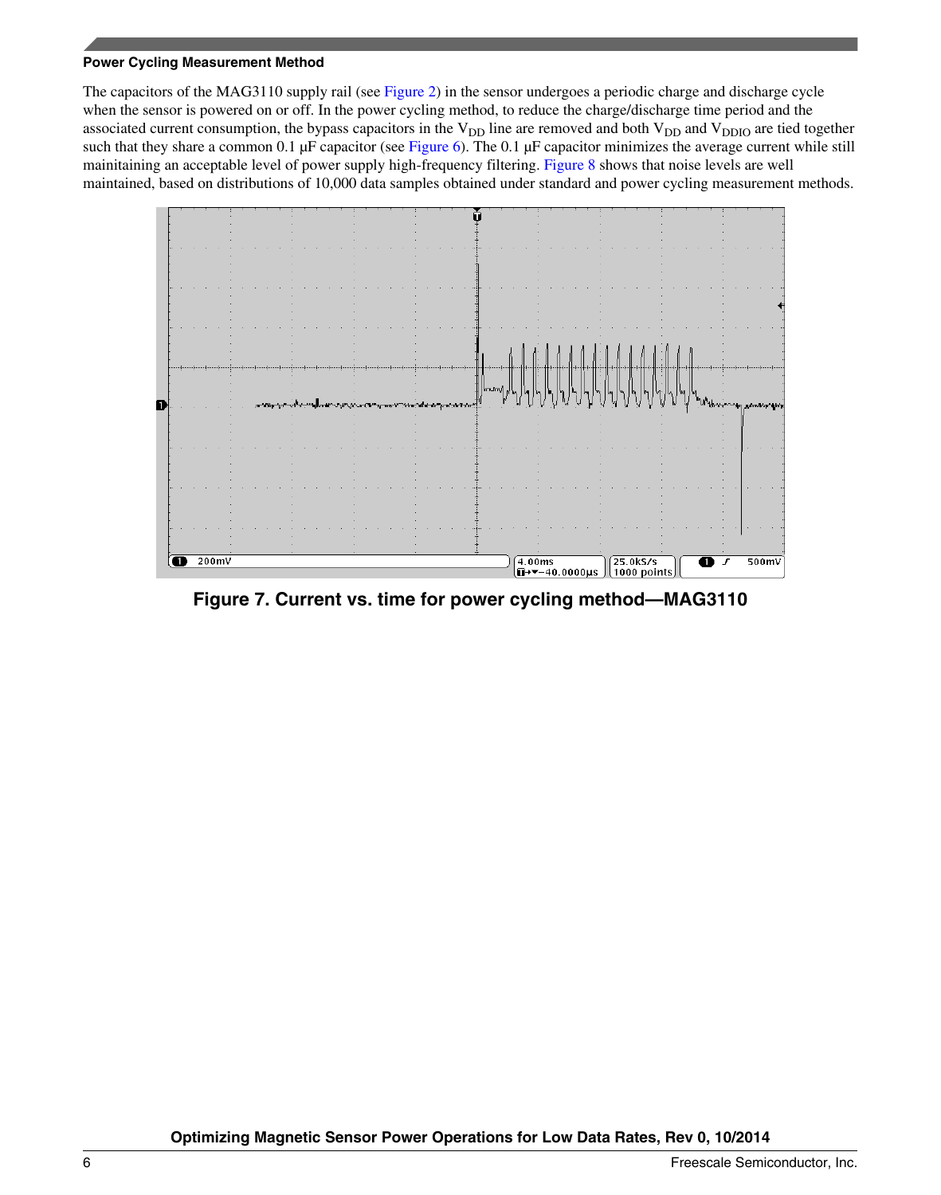### Power Cycling Measurement Method

The capacitors of the MAG3110 supply rail (see Figure 2) in the sensor undergoes a periodic charge and discharge cycle when the sensor is powered on or off. In the power cycling method, to reduce the charge/discharge time period and the associated current consumption, the bypass capacitors in the $V_{DD}$ line are removed and both $V_{DD}$ and $V_{DDIO}$ are tied together such that they share a common 0.1 µF capacitor (see Figure 6). The 0.1 µF capacitor minimizes the average current while still mainitaining an acceptable level of power supply high-frequency filtering. Figure 8 shows that noise levels are well maintained, based on distributions of 10,000 data samples obtained under standard and power cycling measurement methods.

**Figure 7. Current vs. time for power cycling method—MAG3110**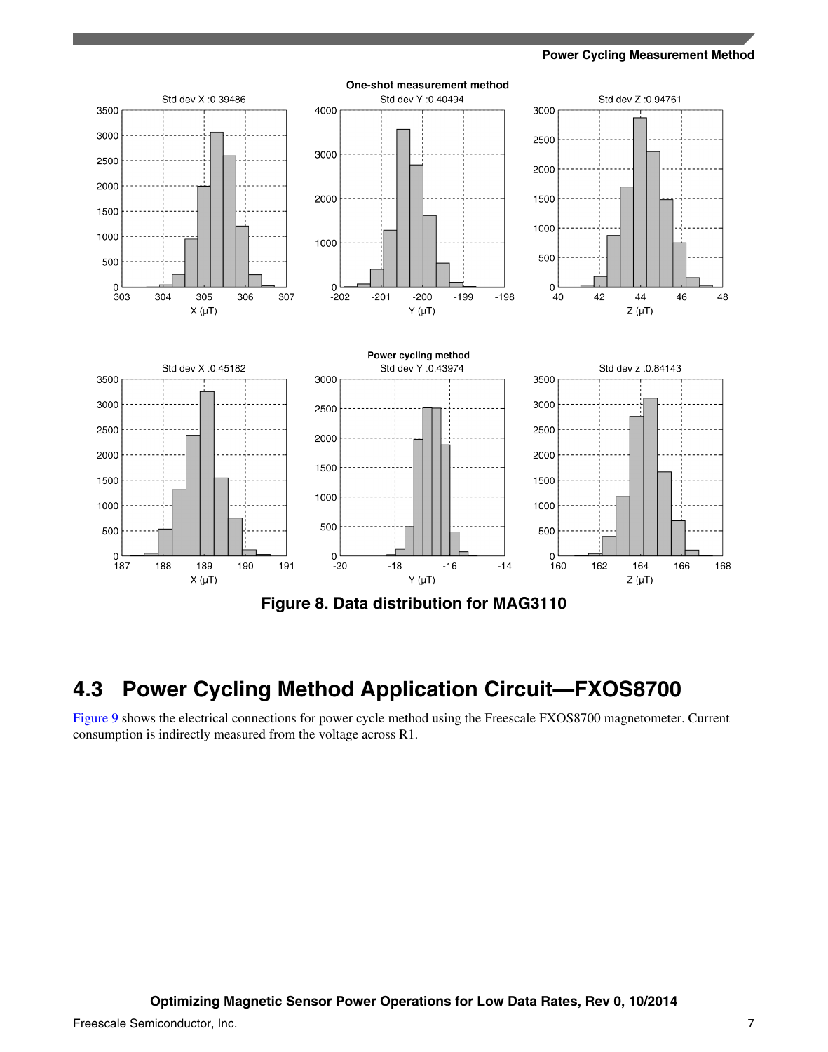Figure 8. Data distribution for MAG3110

## 4.3 Power Cycling Method Application Circuit—FXOS8700

Figure 9 shows the electrical connections for power cycle method using the Freescale FXOS8700 magnetometer. Current consumption is indirectly measured from the voltage across R1.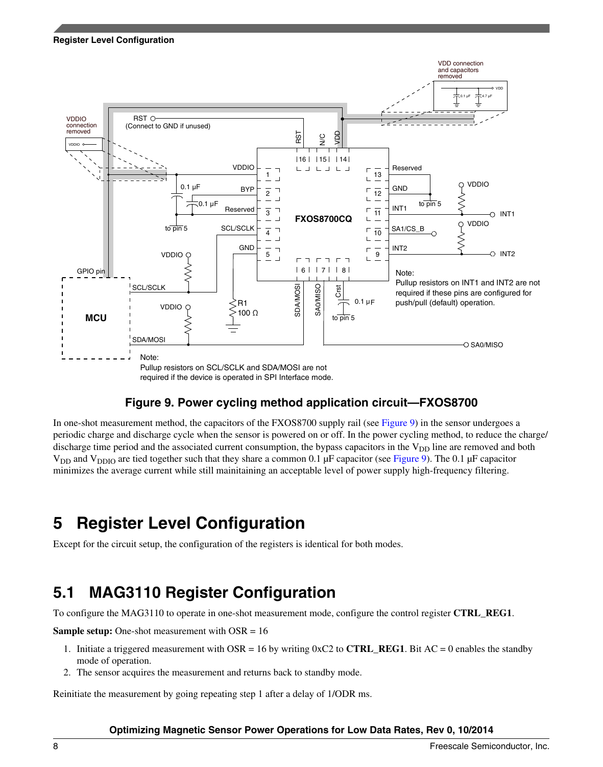**Figure 9. Power cycling method application circuit—FXOS8700**

In one-shot measurement method, the capacitors of the FXOS8700 supply rail (see Figure 9) in the sensor undergoes a periodic charge and discharge cycle when the sensor is powered on or off. In the power cycling method, to reduce the charge/discharge time period and the associated current consumption, the bypass capacitors in the $V_{DD}$ line are removed and both $V_{DD}$ and $V_{DDIO}$ are tied together such that they share a common 0.1 µF capacitor (see Figure 9). The 0.1 µF capacitor minimizes the average current while still mainitaining an acceptable level of power supply high-frequency filtering.

# 5 Register Level Configuration

Except for the circuit setup, the configuration of the registers is identical for both modes.

## 5.1 MAG3110 Register Configuration

To configure the MAG3110 to operate in one-shot measurement mode, configure the control register **CTRL_REG1**.

**Sample setup:** One-shot measurement with OSR = 16

1. Initiate a triggered measurement with OSR = 16 by writing 0xC2 to **CTRL_REG1**. Bit AC = 0 enables the standby mode of operation.
2. The sensor acquires the measurement and returns back to standby mode.

Reinitiate the measurement by going repeating step 1 after a delay of 1/ODR ms.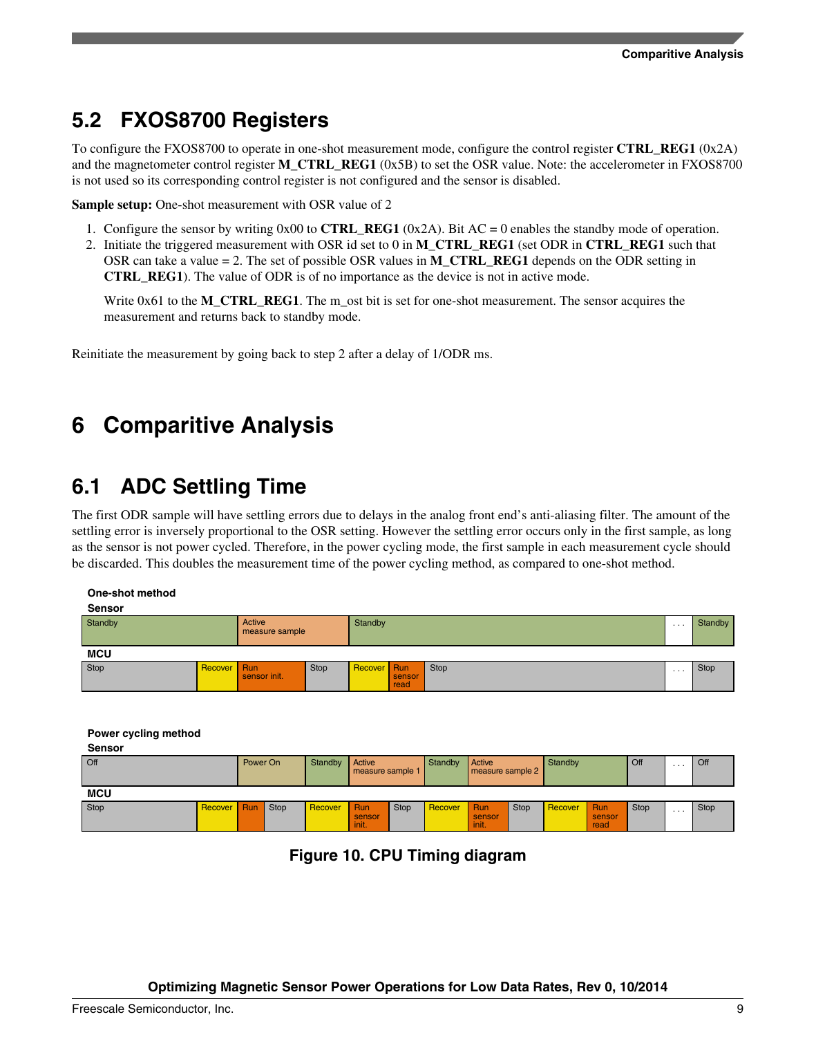## 5.2 FXOS8700 Registers

To configure the FXOS8700 to operate in one-shot measurement mode, configure the control register **CTRL_REG1** (0x2A) and the magnetometer control register **M_CTRL_REG1** (0x5B) to set the OSR value. Note: the accelerometer in FXOS8700 is not used so its corresponding control register is not configured and the sensor is disabled.

**Sample setup:** One-shot measurement with OSR value of 2

1. Configure the sensor by writing 0x00 to **CTRL_REG1** (0x2A). Bit AC = 0 enables the standby mode of operation.
2. Initiate the triggered measurement with OSR id set to 0 in **M_CTRL_REG1** (set ODR in **CTRL_REG1** such that OSR can take a value = 2. The set of possible OSR values in **M_CTRL_REG1** depends on the ODR setting in **CTRL_REG1**). The value of ODR is of no importance as the device is not in active mode.

   Write 0x61 to the **M_CTRL_REG1**. The m_ost bit is set for one-shot measurement. The sensor acquires the measurement and returns back to standby mode.

Reinitiate the measurement by going back to step 2 after a delay of 1/ODR ms.

# 6 Comparitive Analysis

## 6.1 ADC Settling Time

The first ODR sample will have settling errors due to delays in the analog front end's anti-aliasing filter. The amount of the settling error is inversely proportional to the OSR setting. However the settling error occurs only in the first sample, as long as the sensor is not power cycled. Therefore, in the power cycling mode, the first sample in each measurement cycle should be discarded. This doubles the measurement time of the power cycling method, as compared to one-shot method.

**One-shot method**

**Sensor**

| Standby | Active measure sample | Standby | ... | Standby |
|---|---|---|---|---|

**MCU**

| Stop | Recover | Run sensor init. | Stop | Recover | Run sensor read | Stop | ... | Stop |
|---|---|---|---|---|---|---|---|---|

**Power cycling method**

**Sensor**

| Off | Power On | Standby | Active measure sample 1 | Standby | Active measure sample 2 | Standby | Off | ... | Off |
|---|---|---|---|---|---|---|---|---|---|

**MCU**

| Stop | Recover | Run | Stop | Recover | Run sensor init. | Stop | Recover | Run sensor init. | Stop | Recover | Run sensor read | Stop | ... | Stop |
|---|---|---|---|---|---|---|---|---|---|---|---|---|---|---|

**Figure 10. CPU Timing diagram**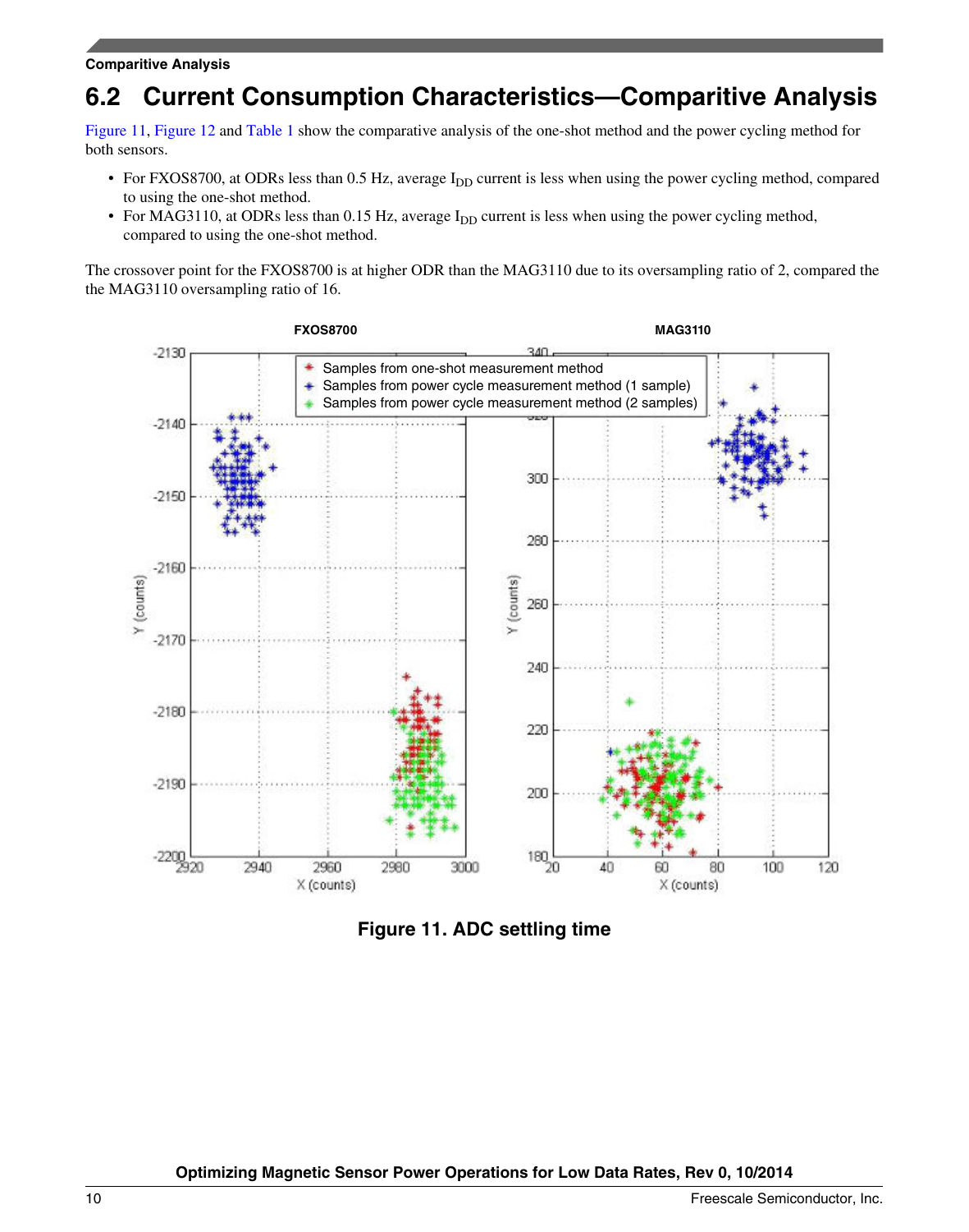## 6.2 Current Consumption Characteristics—Comparitive Analysis

Figure 11, Figure 12 and Table 1 show the comparative analysis of the one-shot method and the power cycling method for both sensors.

- For FXOS8700, at ODRs less than 0.5 Hz, average $I_{DD}$ current is less when using the power cycling method, compared to using the one-shot method.
- For MAG3110, at ODRs less than 0.15 Hz, average $I_{DD}$ current is less when using the power cycling method, compared to using the one-shot method.

The crossover point for the FXOS8700 is at higher ODR than the MAG3110 due to its oversampling ratio of 2, compared the the MAG3110 oversampling ratio of 16.

**Figure 11. ADC settling time**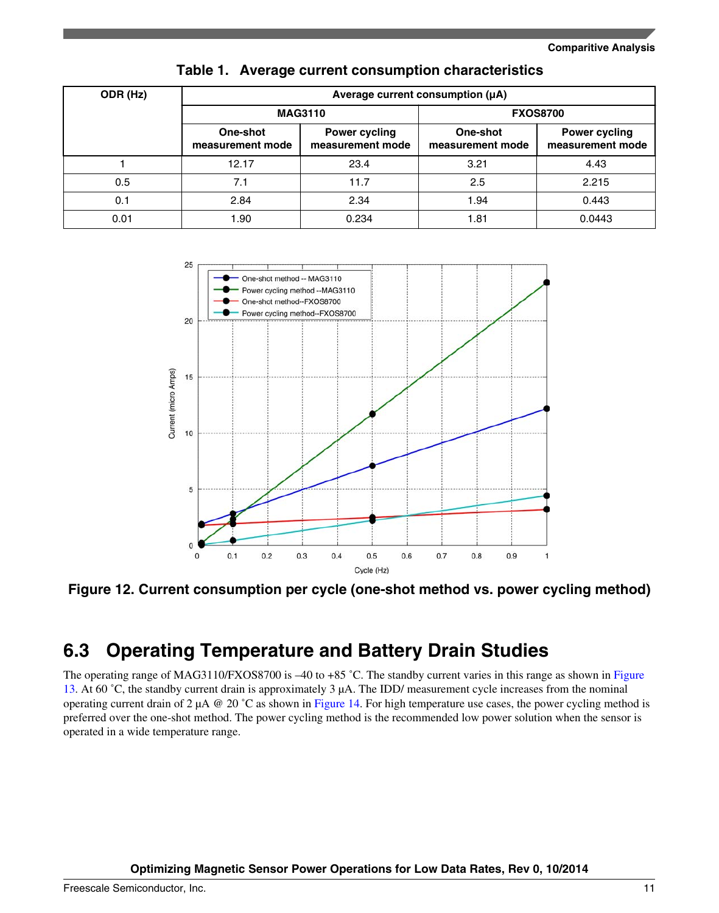Table 1. Average current consumption characteristics

| ODR (Hz) | Average current consumption (μA) | | | |
|---|---|---|---|---|
| | MAG3110 | | FXOS8700 | |
| | One-shot measurement mode | Power cycling measurement mode | One-shot measurement mode | Power cycling measurement mode |
| 1 | 12.17 | 23.4 | 3.21 | 4.43 |
| 0.5 | 7.1 | 11.7 | 2.5 | 2.215 |
| 0.1 | 2.84 | 2.34 | 1.94 | 0.443 |
| 0.01 | 1.90 | 0.234 | 1.81 | 0.0443 |

**Figure 12. Current consumption per cycle (one-shot method vs. power cycling method)**

## 6.3 Operating Temperature and Battery Drain Studies

The operating range of MAG3110/FXOS8700 is –40 to +85 ˚C. The standby current varies in this range as shown in Figure 13. At 60 ˚C, the standby current drain is approximately 3 µA. The IDD/ measurement cycle increases from the nominal operating current drain of 2 µA @ 20 ˚C as shown in Figure 14. For high temperature use cases, the power cycling method is preferred over the one-shot method. The power cycling method is the recommended low power solution when the sensor is operated in a wide temperature range.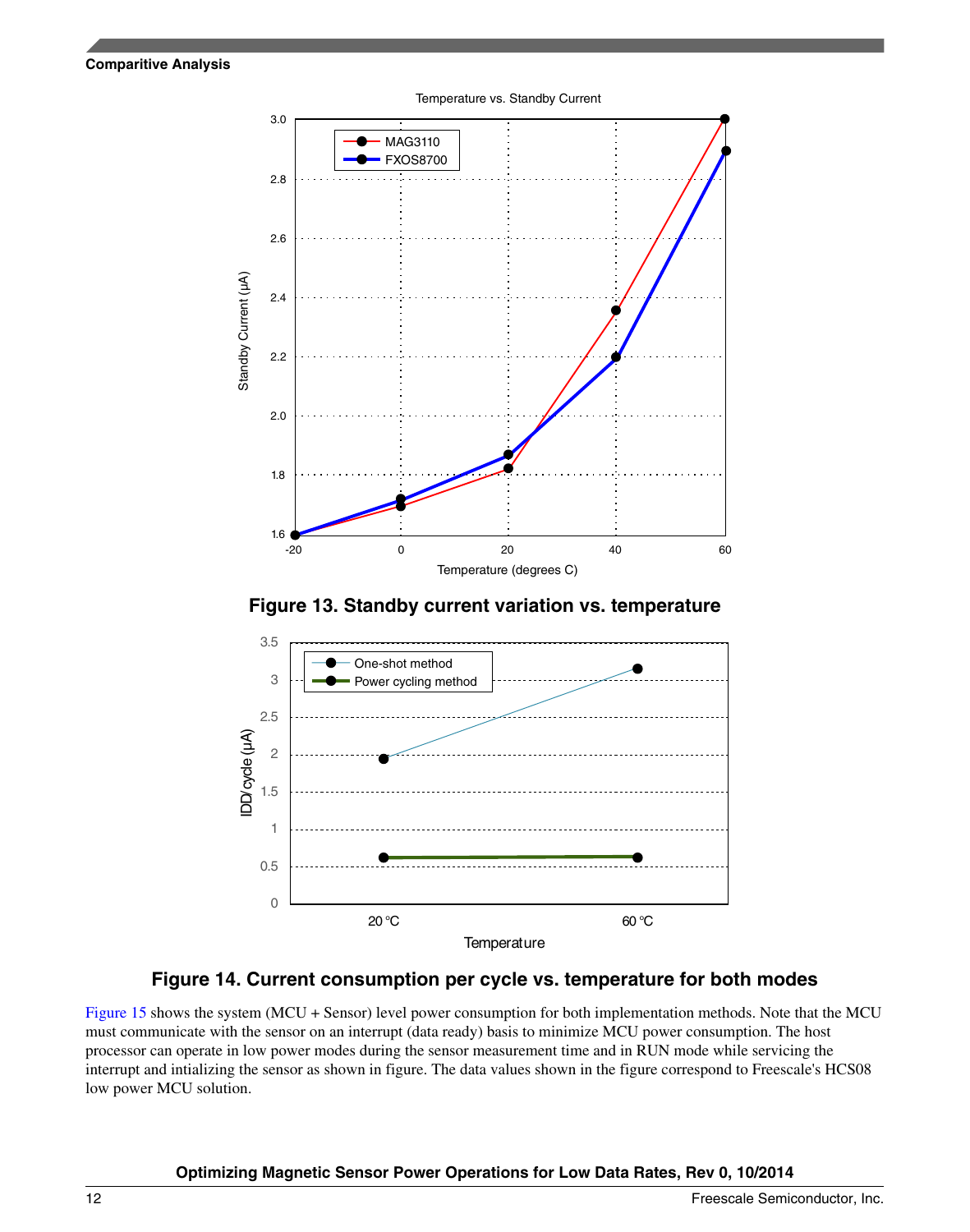Temperature vs. Standby Current

**Figure 13. Standby current variation vs. temperature**

**Figure 14. Current consumption per cycle vs. temperature for both modes**

Figure 15 shows the system (MCU + Sensor) level power consumption for both implementation methods. Note that the MCU must communicate with the sensor on an interrupt (data ready) basis to minimize MCU power consumption. The host processor can operate in low power modes during the sensor measurement time and in RUN mode while servicing the interrupt and intializing the sensor as shown in figure. The data values shown in the figure correspond to Freescale's HCS08 low power MCU solution.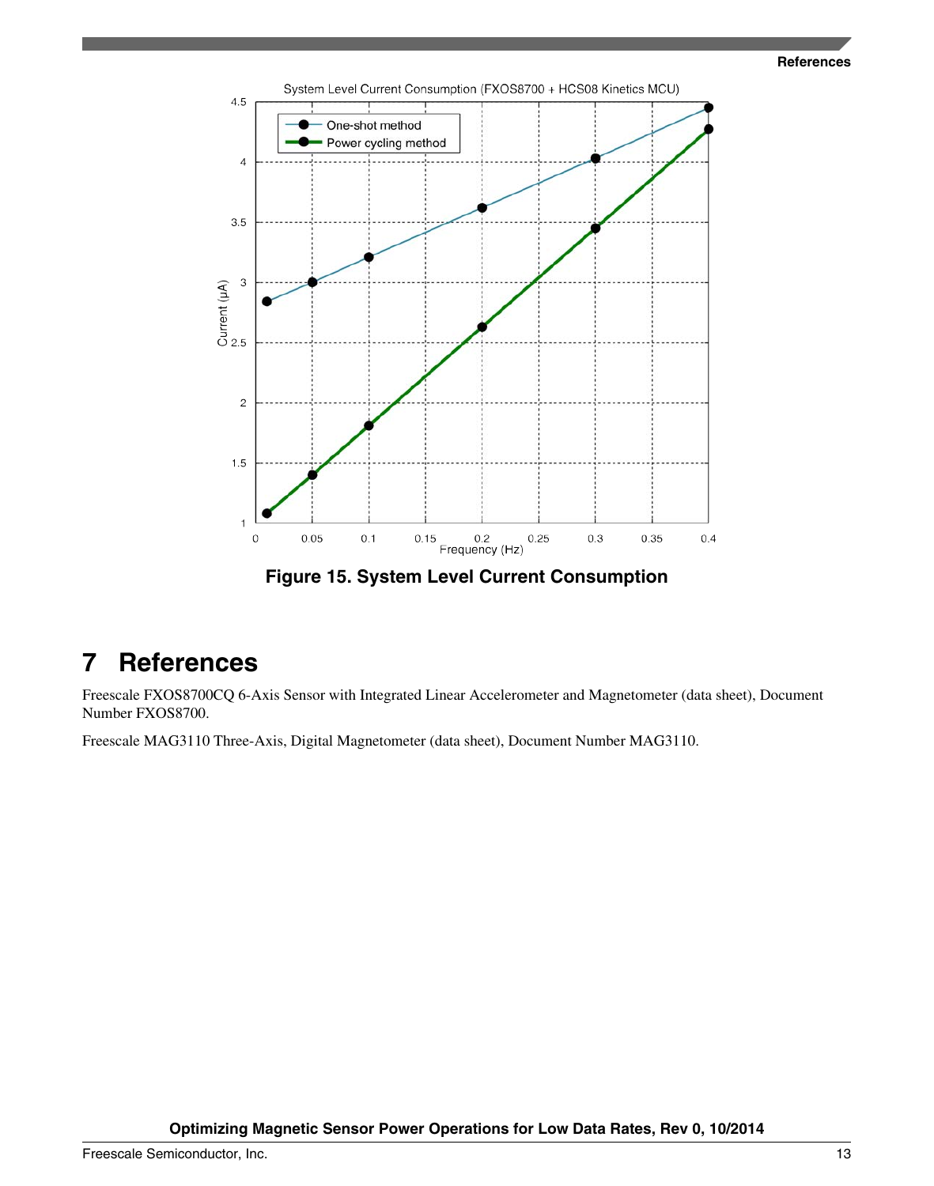Figure 15. System Level Current Consumption

# 7 References

Freescale FXOS8700CQ 6-Axis Sensor with Integrated Linear Accelerometer and Magnetometer (data sheet), Document Number FXOS8700.

Freescale MAG3110 Three-Axis, Digital Magnetometer (data sheet), Document Number MAG3110.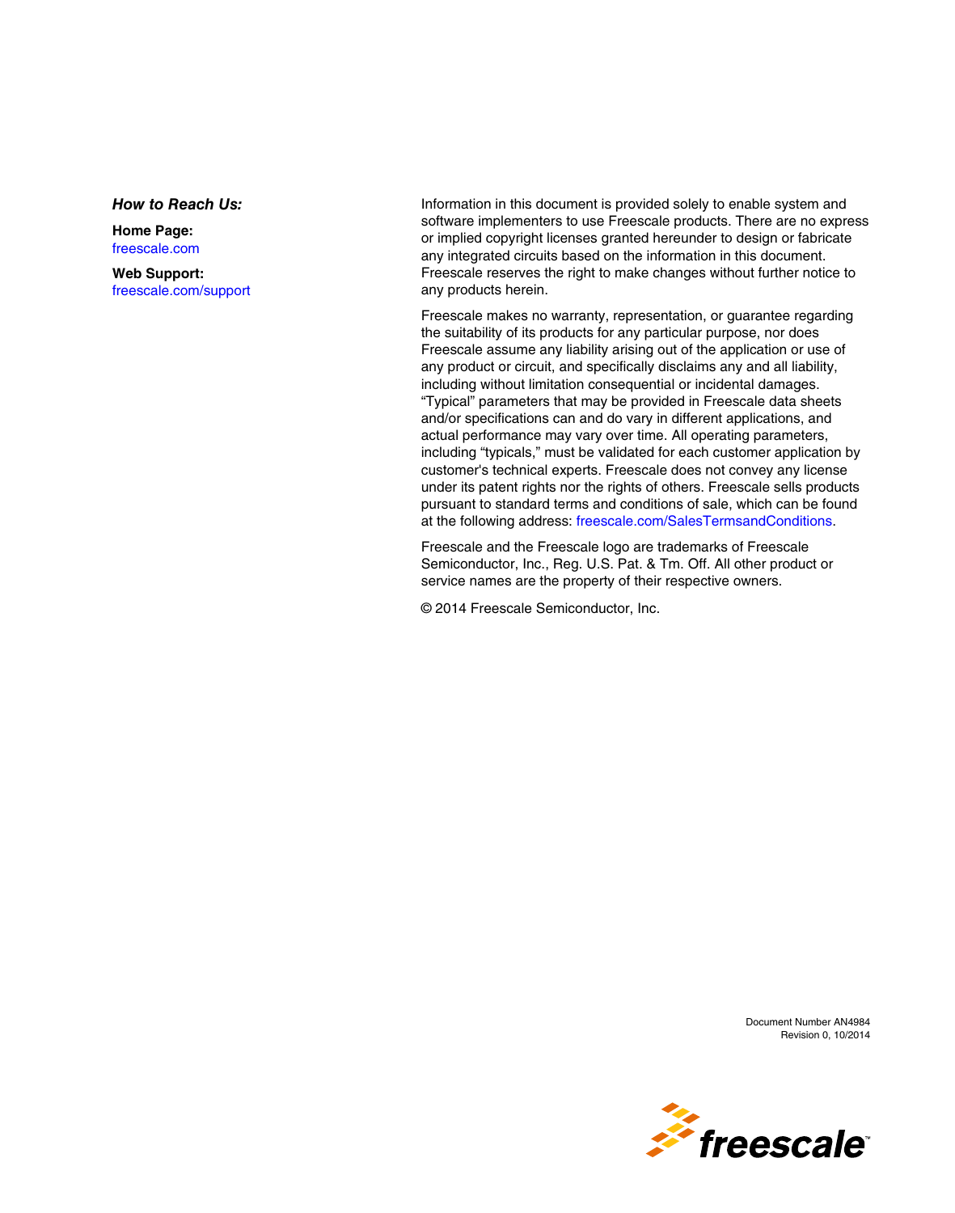***How to Reach Us:***

**Home Page:**
freescale.com

**Web Support:**
freescale.com/support

Information in this document is provided solely to enable system and software implementers to use Freescale products. There are no express or implied copyright licenses granted hereunder to design or fabricate any integrated circuits based on the information in this document. Freescale reserves the right to make changes without further notice to any products herein.

Freescale makes no warranty, representation, or guarantee regarding the suitability of its products for any particular purpose, nor does Freescale assume any liability arising out of the application or use of any product or circuit, and specifically disclaims any and all liability, including without limitation consequential or incidental damages. “Typical” parameters that may be provided in Freescale data sheets and/or specifications can and do vary in different applications, and actual performance may vary over time. All operating parameters, including “typicals,” must be validated for each customer application by customer's technical experts. Freescale does not convey any license under its patent rights nor the rights of others. Freescale sells products pursuant to standard terms and conditions of sale, which can be found at the following address: freescale.com/SalesTermsandConditions.

Freescale and the Freescale logo are trademarks of Freescale Semiconductor, Inc., Reg. U.S. Pat. & Tm. Off. All other product or service names are the property of their respective owners.

© 2014 Freescale Semiconductor, Inc.

Document Number AN4984
Revision 0, 10/2014